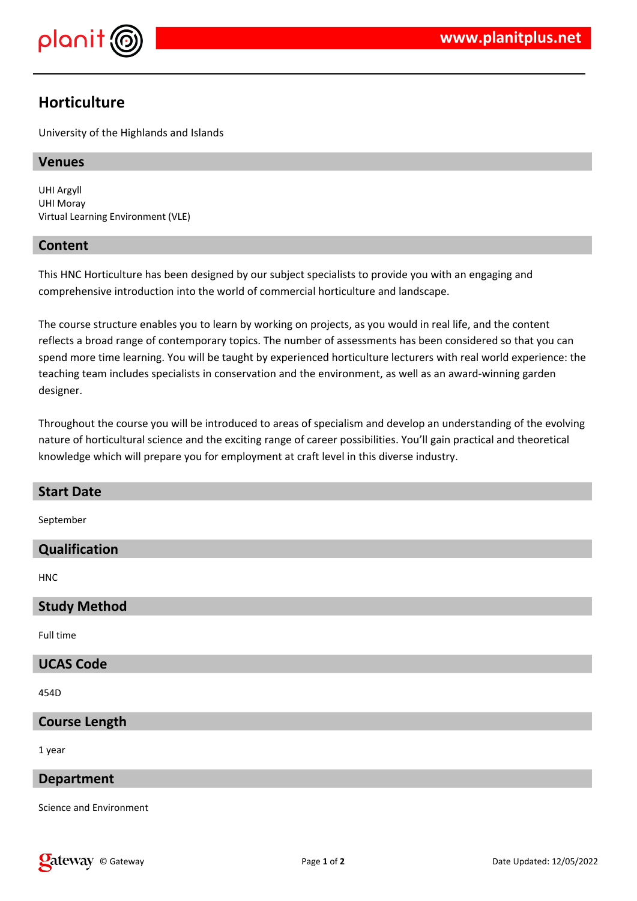# Horticulture

University of the Highlands and Islands

## Venues

UHI Argyll
UHI Moray
Virtual Learning Environment (VLE)

## Content

This HNC Horticulture has been designed by our subject specialists to provide you with an engaging and comprehensive introduction into the world of commercial horticulture and landscape.

The course structure enables you to learn by working on projects, as you would in real life, and the content reflects a broad range of contemporary topics. The number of assessments has been considered so that you can spend more time learning. You will be taught by experienced horticulture lecturers with real world experience: the teaching team includes specialists in conservation and the environment, as well as an award-winning garden designer.

Throughout the course you will be introduced to areas of specialism and develop an understanding of the evolving nature of horticultural science and the exciting range of career possibilities. You'll gain practical and theoretical knowledge which will prepare you for employment at craft level in this diverse industry.

## Start Date

September

## Qualification

HNC

## Study Method

Full time

## UCAS Code

454D

## Course Length

1 year

## Department

Science and Environment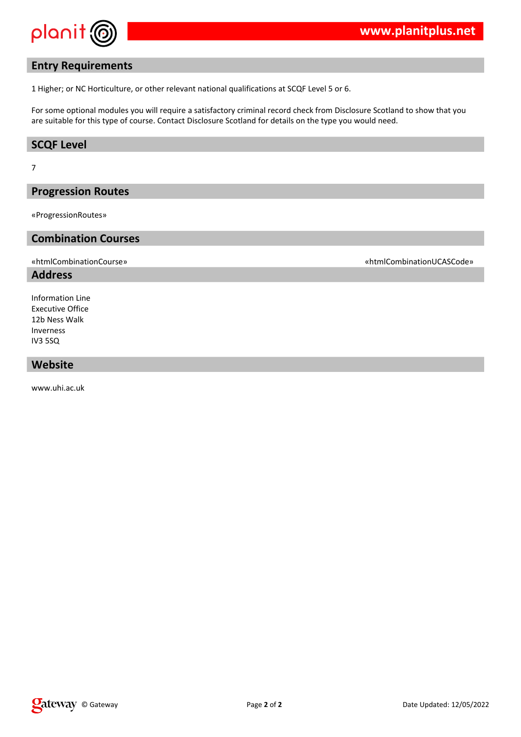## Entry Requirements

1 Higher; or NC Horticulture, or other relevant national qualifications at SCQF Level 5 or 6.

For some optional modules you will require a satisfactory criminal record check from Disclosure Scotland to show that you are suitable for this type of course. Contact Disclosure Scotland for details on the type you would need.

## SCQF Level

7

## Progression Routes

«ProgressionRoutes»

## Combination Courses

«htmlCombinationCourse» «htmlCombinationUCASCode»

## Address

Information Line
Executive Office
12b Ness Walk
Inverness
IV3 5SQ

## Website

www.uhi.ac.uk

Date Updated: 12/05/2022